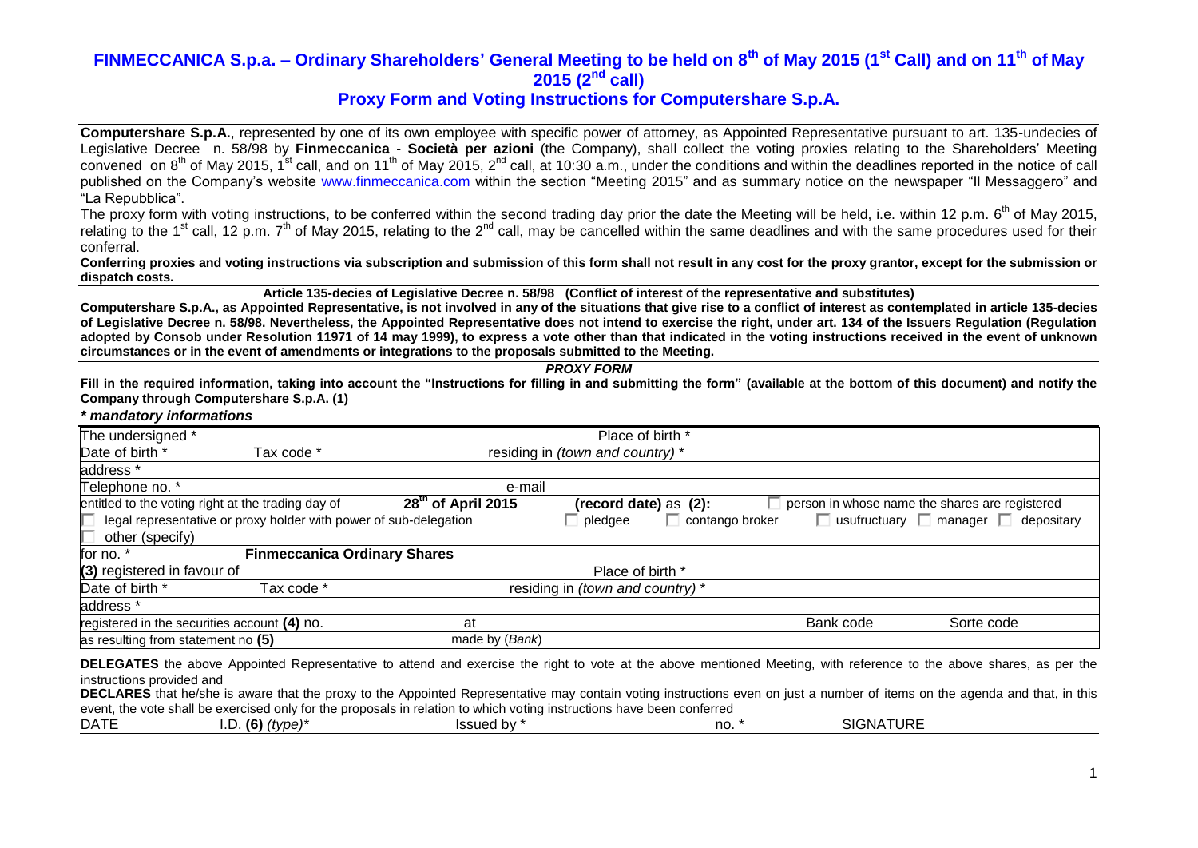# FINMECCANICA S.p.a. – Ordinary Shareholders' General Meeting to be held on 8th of May 2015 (1st Call) and on 11th of May 2015 (2nd call)

## Proxy Form and Voting Instructions for Computershare S.p.A.

**Computershare S.p.A.**, represented by one of its own employee with specific power of attorney, as Appointed Representative pursuant to art. 135-undecies of Legislative Decree n. 58/98 by **Finmeccanica** - **Società per azioni** (the Company), shall collect the voting proxies relating to the Shareholders' Meeting convened on 8th of May 2015, 1st call, and on 11th of May 2015, 2nd call, at 10:30 a.m., under the conditions and within the deadlines reported in the notice of call published on the Company's website www.finmeccanica.com within the section "Meeting 2015" and as summary notice on the newspaper "Il Messaggero" and "La Repubblica".

The proxy form with voting instructions, to be conferred within the second trading day prior the date the Meeting will be held, i.e. within 12 p.m. 6th of May 2015, relating to the 1st call, 12 p.m. 7th of May 2015, relating to the 2nd call, may be cancelled within the same deadlines and with the same procedures used for their conferral.

**Conferring proxies and voting instructions via subscription and submission of this form shall not result in any cost for the proxy grantor, except for the submission or dispatch costs.**

**Article 135-decies of Legislative Decree n. 58/98 (Conflict of interest of the representative and substitutes)**

**Computershare S.p.A., as Appointed Representative, is not involved in any of the situations that give rise to a conflict of interest as contemplated in article 135-decies of Legislative Decree n. 58/98. Nevertheless, the Appointed Representative does not intend to exercise the right, under art. 134 of the Issuers Regulation (Regulation adopted by Consob under Resolution 11971 of 14 may 1999), to express a vote other than that indicated in the voting instructions received in the event of unknown circumstances or in the event of amendments or integrations to the proposals submitted to the Meeting.**

***PROXY FORM***

**Fill in the required information, taking into account the "Instructions for filling in and submitting the form" (available at the bottom of this document) and notify the Company through Computershare S.p.A. (1)**

***\* mandatory informations***

| | | | | | |
|---|---|---|---|---|---|
| The undersigned * | | Place of birth * | | | |
| Date of birth * | Tax code * | residing in *(town and country)* * | | | |
| address * | | | | | |
| Telephone no. * | | e-mail | | | |
| entitled to the voting right at the trading day of | 28th of April 2015 | **(record date)** as **(2):** | | ☐ person in whose name the shares are registered | |
| ☐ legal representative or proxy holder with power of sub-delegation | | ☐ pledgee | ☐ contango broker | ☐ usufructuary ☐ manager ☐ depositary | |
| ☐ other (specify) | | | | | |
| for no. * | **Finmeccanica Ordinary Shares** | | | | |
| **(3)** registered in favour of | | Place of birth * | | | |
| Date of birth * | Tax code * | residing in *(town and country)* * | | | |
| address * | | | | | |
| registered in the securities account **(4)** no. | at | | | Bank code | Sorte code |
| as resulting from statement no **(5)** | made by (*Bank*) | | | | |

**DELEGATES** the above Appointed Representative to attend and exercise the right to vote at the above mentioned Meeting, with reference to the above shares, as per the instructions provided and

**DECLARES** that he/she is aware that the proxy to the Appointed Representative may contain voting instructions even on just a number of items on the agenda and that, in this event, the vote shall be exercised only for the proposals in relation to which voting instructions have been conferred

| DATE | I.D. **(6)** *(type)** | Issued by * | no. * | SIGNATURE |
|---|---|---|---|---|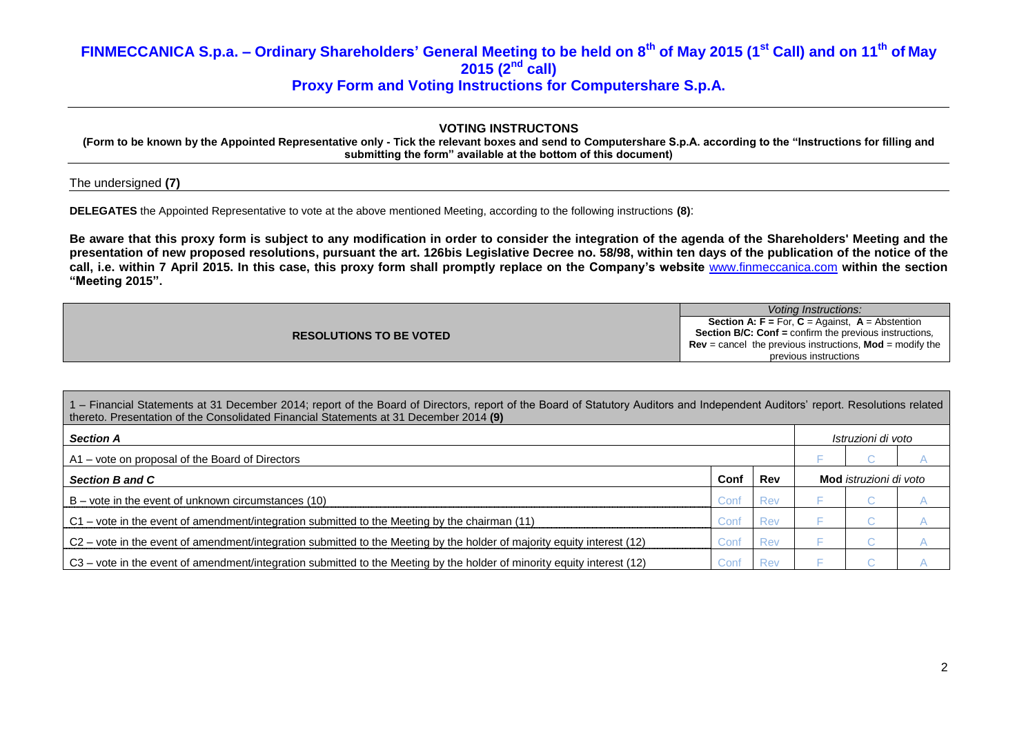# FINMECCANICA S.p.a. – Ordinary Shareholders' General Meeting to be held on 8th of May 2015 (1st Call) and on 11th of May 2015 (2nd call)

## Proxy Form and Voting Instructions for Computershare S.p.A.

### VOTING INSTRUCTONS

**(Form to be known by the Appointed Representative only - Tick the relevant boxes and send to Computershare S.p.A. according to the "Instructions for filling and submitting the form" available at the bottom of this document)**

The undersigned **(7)**

**DELEGATES** the Appointed Representative to vote at the above mentioned Meeting, according to the following instructions **(8)**:

**Be aware that this proxy form is subject to any modification in order to consider the integration of the agenda of the Shareholders' Meeting and the presentation of new proposed resolutions, pursuant the art. 126bis Legislative Decree no. 58/98, within ten days of the publication of the notice of the call, i.e. within 7 April 2015. In this case, this proxy form shall promptly replace on the Company's website** www.finmeccanica.com **within the section "Meeting 2015".**

| RESOLUTIONS TO BE VOTED | *Voting Instructions:* **Section A: F =** For, **C** = Against, **A** = Abstention **Section B/C: Conf =** confirm the previous instructions, **Rev** = cancel the previous instructions, **Mod** = modify the previous instructions |
|---|---|

| 1 – Financial Statements at 31 December 2014; report of the Board of Directors, report of the Board of Statutory Auditors and Independent Auditors' report. Resolutions related thereto. Presentation of the Consolidated Financial Statements at 31 December 2014 **(9)** | | | | | |
|---|---|---|---|---|---|
| ***Section A*** | | | *Istruzioni di voto* | | |
| A1 – vote on proposal of the Board of Directors | | | F | C | A |
| ***Section B and C*** | **Conf** | **Rev** | **Mod** *istruzioni di voto* | | |
| B – vote in the event of unknown circumstances (10) | Conf | Rev | F | C | A |
| C1 – vote in the event of amendment/integration submitted to the Meeting by the chairman (11) | Conf | Rev | F | C | A |
| C2 – vote in the event of amendment/integration submitted to the Meeting by the holder of majority equity interest (12) | Conf | Rev | F | C | A |
| C3 – vote in the event of amendment/integration submitted to the Meeting by the holder of minority equity interest (12) | Conf | Rev | F | C | A |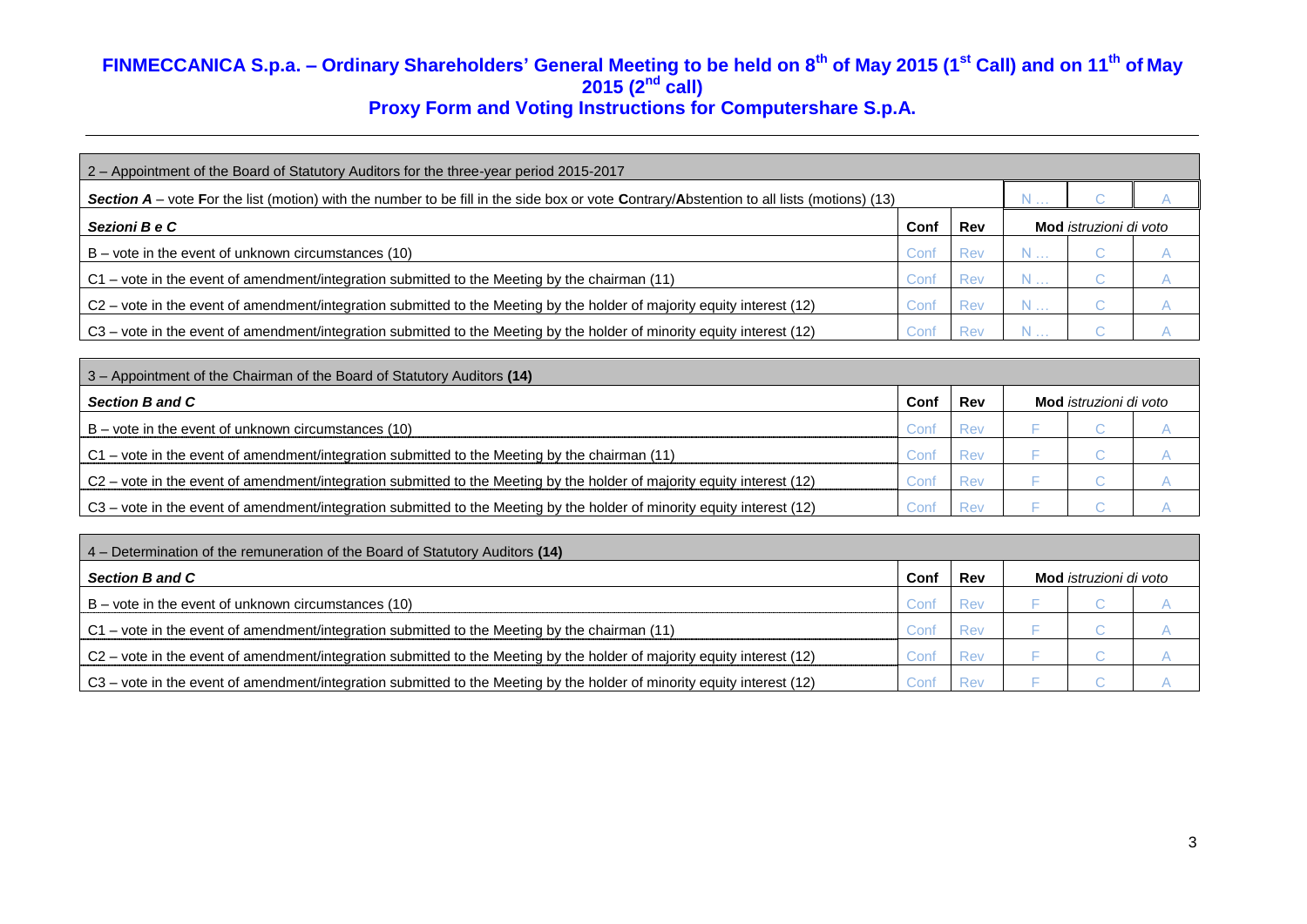# FINMECCANICA S.p.a. – Ordinary Shareholders' General Meeting to be held on 8th of May 2015 (1st Call) and on 11th of May 2015 (2nd call)

## Proxy Form and Voting Instructions for Computershare S.p.A.

| 2 – Appointment of the Board of Statutory Auditors for the three-year period 2015-2017 | | | | | |
|---|---|---|---|---|---|
| ***Section A*** – vote **F**or the list (motion) with the number to be fill in the side box or vote **C**ontrary/**A**bstention to all lists (motions) (13) | | | N … | C | A |
| ***Sezioni B e C*** | **Conf** | **Rev** | **Mod** *istruzioni di voto* | | |
| B – vote in the event of unknown circumstances (10) | Conf | Rev | N … | C | A |
| C1 – vote in the event of amendment/integration submitted to the Meeting by the chairman (11) | Conf | Rev | N … | C | A |
| C2 – vote in the event of amendment/integration submitted to the Meeting by the holder of majority equity interest (12) | Conf | Rev | N … | C | A |
| C3 – vote in the event of amendment/integration submitted to the Meeting by the holder of minority equity interest (12) | Conf | Rev | N … | C | A |

| 3 – Appointment of the Chairman of the Board of Statutory Auditors **(14)** | | | | | |
|---|---|---|---|---|---|
| ***Section B and C*** | **Conf** | **Rev** | **Mod** *istruzioni di voto* | | |
| B – vote in the event of unknown circumstances (10) | Conf | Rev | F | C | A |
| C1 – vote in the event of amendment/integration submitted to the Meeting by the chairman (11) | Conf | Rev | F | C | A |
| C2 – vote in the event of amendment/integration submitted to the Meeting by the holder of majority equity interest (12) | Conf | Rev | F | C | A |
| C3 – vote in the event of amendment/integration submitted to the Meeting by the holder of minority equity interest (12) | Conf | Rev | F | C | A |

| 4 – Determination of the remuneration of the Board of Statutory Auditors **(14)** | | | | | |
|---|---|---|---|---|---|
| ***Section B and C*** | **Conf** | **Rev** | **Mod** *istruzioni di voto* | | |
| B – vote in the event of unknown circumstances (10) | Conf | Rev | F | C | A |
| C1 – vote in the event of amendment/integration submitted to the Meeting by the chairman (11) | Conf | Rev | F | C | A |
| C2 – vote in the event of amendment/integration submitted to the Meeting by the holder of majority equity interest (12) | Conf | Rev | F | C | A |
| C3 – vote in the event of amendment/integration submitted to the Meeting by the holder of minority equity interest (12) | Conf | Rev | F | C | A |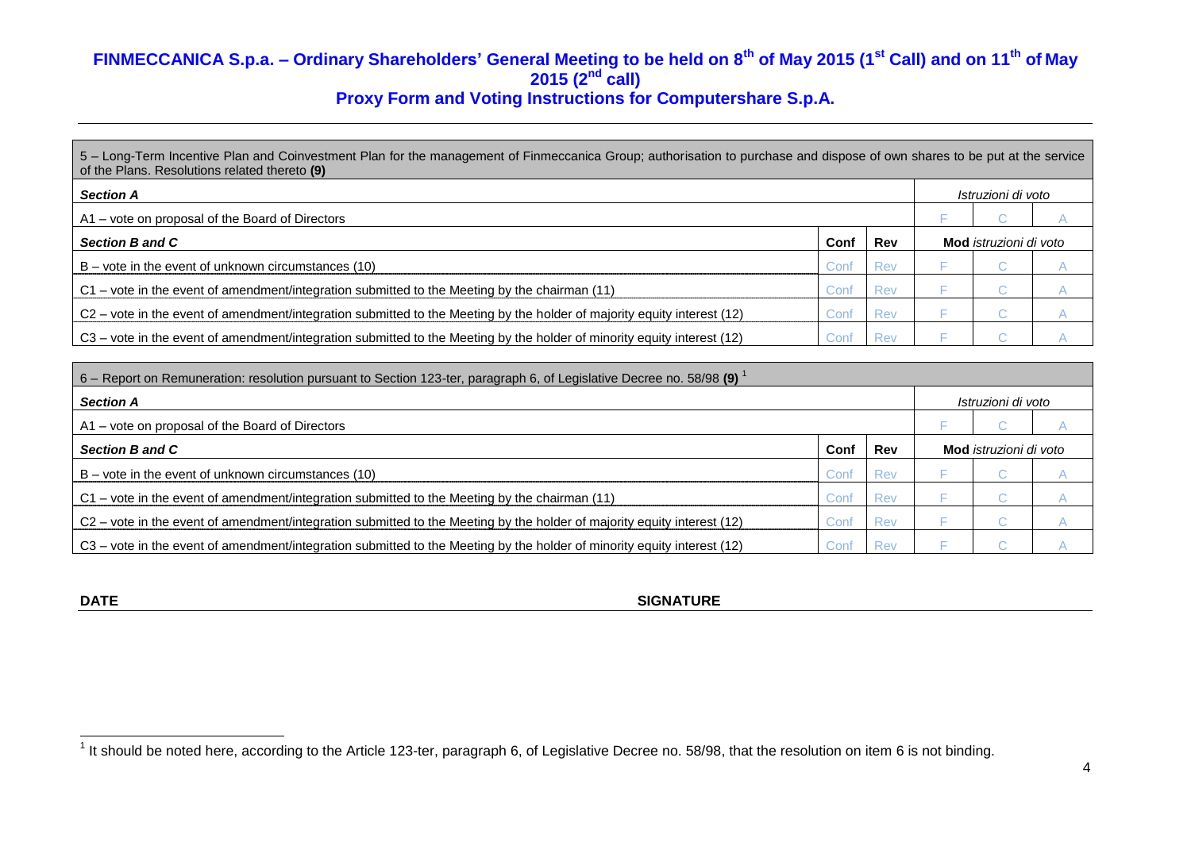# FINMECCANICA S.p.a. – Ordinary Shareholders' General Meeting to be held on 8th of May 2015 (1st Call) and on 11th of May 2015 (2nd call)

## Proxy Form and Voting Instructions for Computershare S.p.A.

| 5 – Long-Term Incentive Plan and Coinvestment Plan for the management of Finmeccanica Group; authorisation to purchase and dispose of own shares to be put at the service of the Plans. Resolutions related thereto **(9)** | | | | | |
|---|---|---|---|---|---|
| ***Section A*** | | | *Istruzioni di voto* | | |
| A1 – vote on proposal of the Board of Directors | | | F | C | A |
| ***Section B and C*** | **Conf** | **Rev** | **Mod** *istruzioni di voto* | | |
| B – vote in the event of unknown circumstances (10) | Conf | Rev | F | C | A |
| C1 – vote in the event of amendment/integration submitted to the Meeting by the chairman (11) | Conf | Rev | F | C | A |
| C2 – vote in the event of amendment/integration submitted to the Meeting by the holder of majority equity interest (12) | Conf | Rev | F | C | A |
| C3 – vote in the event of amendment/integration submitted to the Meeting by the holder of minority equity interest (12) | Conf | Rev | F | C | A |

| 6 – Report on Remuneration: resolution pursuant to Section 123-ter, paragraph 6, of Legislative Decree no. 58/98 **(9)** [1] | | | | | |
|---|---|---|---|---|---|
| ***Section A*** | | | *Istruzioni di voto* | | |
| A1 – vote on proposal of the Board of Directors | | | F | C | A |
| ***Section B and C*** | **Conf** | **Rev** | **Mod** *istruzioni di voto* | | |
| B – vote in the event of unknown circumstances (10) | Conf | Rev | F | C | A |
| C1 – vote in the event of amendment/integration submitted to the Meeting by the chairman (11) | Conf | Rev | F | C | A |
| C2 – vote in the event of amendment/integration submitted to the Meeting by the holder of majority equity interest (12) | Conf | Rev | F | C | A |
| C3 – vote in the event of amendment/integration submitted to the Meeting by the holder of minority equity interest (12) | Conf | Rev | F | C | A |

**DATE** **SIGNATURE**

[1] It should be noted here, according to the Article 123-ter, paragraph 6, of Legislative Decree no. 58/98, that the resolution on item 6 is not binding.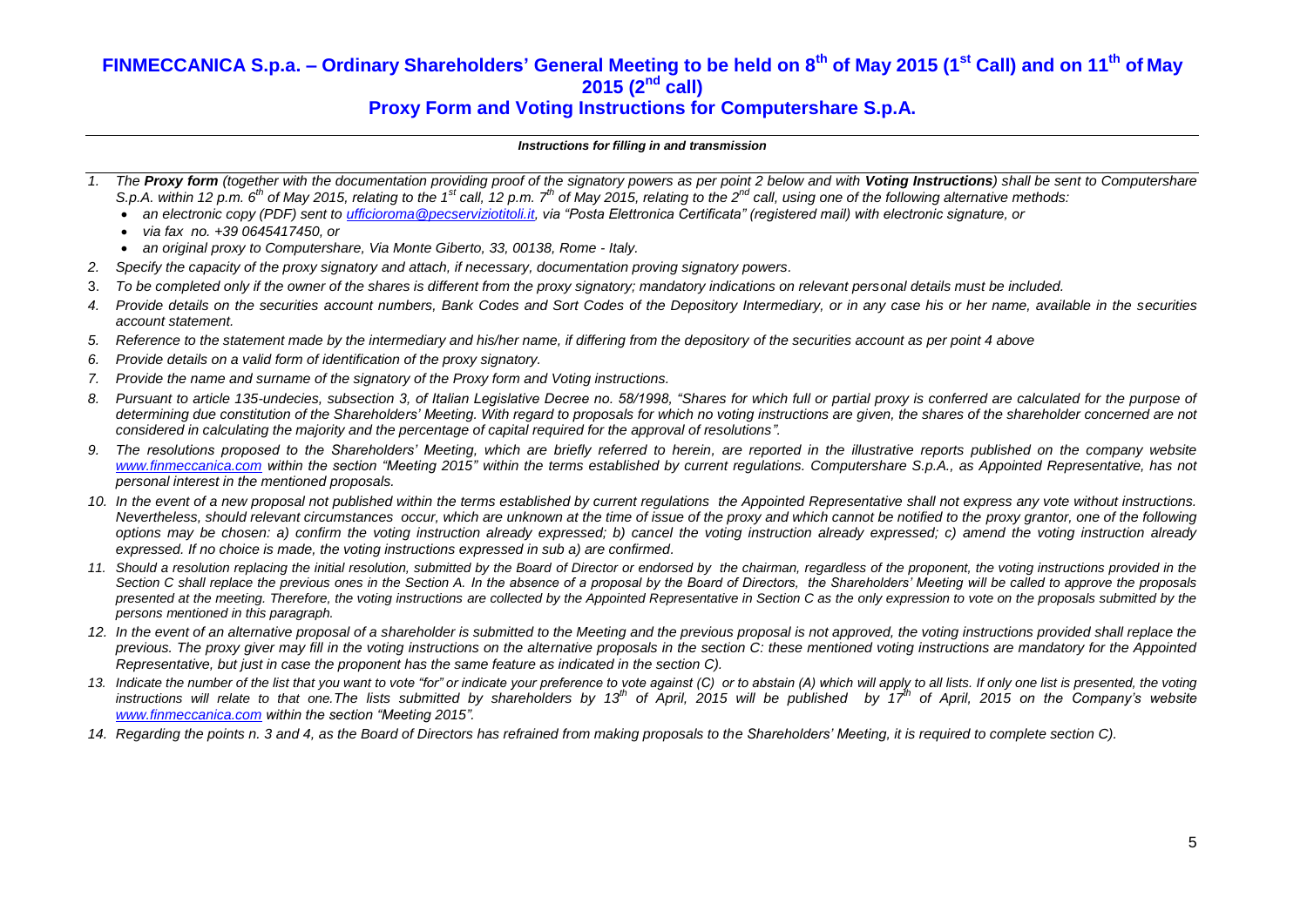# FINMECCANICA S.p.a. – Ordinary Shareholders' General Meeting to be held on 8th of May 2015 (1st Call) and on 11th of May 2015 (2nd call)

## Proxy Form and Voting Instructions for Computershare S.p.A.

***Instructions for filling in and transmission***

1. *The **Proxy form** (together with the documentation providing proof of the signatory powers as per point 2 below and with **Voting Instructions**) shall be sent to Computershare S.p.A. within 12 p.m. 6th of May 2015, relating to the 1st call, 12 p.m. 7th of May 2015, relating to the 2nd call, using one of the following alternative methods:*
   - *an electronic copy (PDF) sent to ufficioroma@pecserviziotitoli.it, via "Posta Elettronica Certificata" (registered mail) with electronic signature, or*
   - *via fax no. +39 0645417450, or*
   - *an original proxy to Computershare, Via Monte Giberto, 33, 00138, Rome - Italy.*
2. *Specify the capacity of the proxy signatory and attach, if necessary, documentation proving signatory powers.*
3. *To be completed only if the owner of the shares is different from the proxy signatory; mandatory indications on relevant personal details must be included.*
4. *Provide details on the securities account numbers, Bank Codes and Sort Codes of the Depository Intermediary, or in any case his or her name, available in the securities account statement.*
5. *Reference to the statement made by the intermediary and his/her name, if differing from the depository of the securities account as per point 4 above*
6. *Provide details on a valid form of identification of the proxy signatory.*
7. *Provide the name and surname of the signatory of the Proxy form and Voting instructions.*
8. *Pursuant to article 135-undecies, subsection 3, of Italian Legislative Decree no. 58/1998, "Shares for which full or partial proxy is conferred are calculated for the purpose of determining due constitution of the Shareholders' Meeting. With regard to proposals for which no voting instructions are given, the shares of the shareholder concerned are not considered in calculating the majority and the percentage of capital required for the approval of resolutions".*
9. *The resolutions proposed to the Shareholders' Meeting, which are briefly referred to herein, are reported in the illustrative reports published on the company website www.finmeccanica.com within the section "Meeting 2015" within the terms established by current regulations. Computershare S.p.A., as Appointed Representative, has not personal interest in the mentioned proposals.*
10. *In the event of a new proposal not published within the terms established by current regulations the Appointed Representative shall not express any vote without instructions. Nevertheless, should relevant circumstances occur, which are unknown at the time of issue of the proxy and which cannot be notified to the proxy grantor, one of the following options may be chosen: a) confirm the voting instruction already expressed; b) cancel the voting instruction already expressed; c) amend the voting instruction already expressed. If no choice is made, the voting instructions expressed in sub a) are confirmed.*
11. *Should a resolution replacing the initial resolution, submitted by the Board of Director or endorsed by the chairman, regardless of the proponent, the voting instructions provided in the Section C shall replace the previous ones in the Section A. In the absence of a proposal by the Board of Directors, the Shareholders' Meeting will be called to approve the proposals presented at the meeting. Therefore, the voting instructions are collected by the Appointed Representative in Section C as the only expression to vote on the proposals submitted by the persons mentioned in this paragraph.*
12. *In the event of an alternative proposal of a shareholder is submitted to the Meeting and the previous proposal is not approved, the voting instructions provided shall replace the previous. The proxy giver may fill in the voting instructions on the alternative proposals in the section C: these mentioned voting instructions are mandatory for the Appointed Representative, but just in case the proponent has the same feature as indicated in the section C).*
13. *Indicate the number of the list that you want to vote "for" or indicate your preference to vote against (C) or to abstain (A) which will apply to all lists. If only one list is presented, the voting instructions will relate to that one.The lists submitted by shareholders by 13th of April, 2015 will be published by 17th of April, 2015 on the Company's website www.finmeccanica.com within the section "Meeting 2015".*
14. *Regarding the points n. 3 and 4, as the Board of Directors has refrained from making proposals to the Shareholders' Meeting, it is required to complete section C).*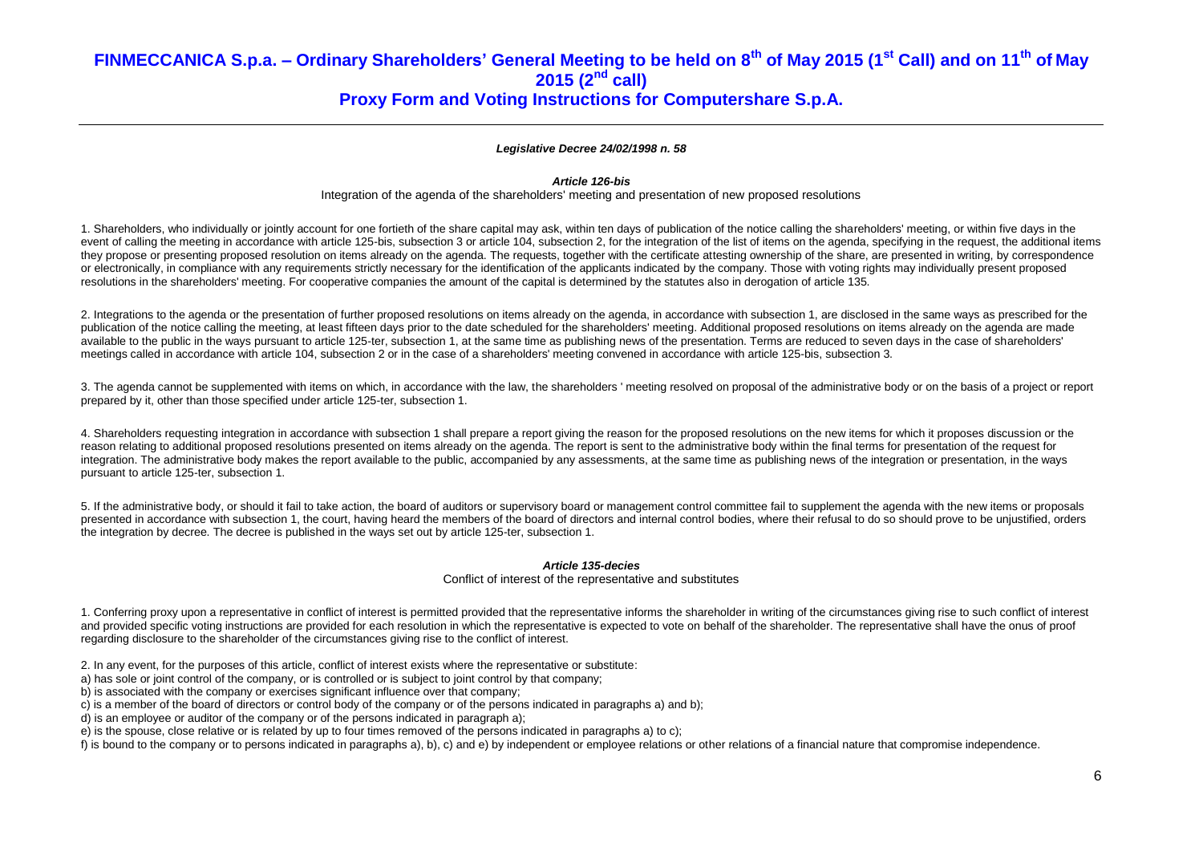*Legislative Decree 24/02/1998 n. 58*

***Article 126-bis***

Integration of the agenda of the shareholders' meeting and presentation of new proposed resolutions

1. Shareholders, who individually or jointly account for one fortieth of the share capital may ask, within ten days of publication of the notice calling the shareholders' meeting, or within five days in the event of calling the meeting in accordance with article 125-bis, subsection 3 or article 104, subsection 2, for the integration of the list of items on the agenda, specifying in the request, the additional items they propose or presenting proposed resolution on items already on the agenda. The requests, together with the certificate attesting ownership of the share, are presented in writing, by correspondence or electronically, in compliance with any requirements strictly necessary for the identification of the applicants indicated by the company. Those with voting rights may individually present proposed resolutions in the shareholders' meeting. For cooperative companies the amount of the capital is determined by the statutes also in derogation of article 135.

2. Integrations to the agenda or the presentation of further proposed resolutions on items already on the agenda, in accordance with subsection 1, are disclosed in the same ways as prescribed for the publication of the notice calling the meeting, at least fifteen days prior to the date scheduled for the shareholders' meeting. Additional proposed resolutions on items already on the agenda are made available to the public in the ways pursuant to article 125-ter, subsection 1, at the same time as publishing news of the presentation. Terms are reduced to seven days in the case of shareholders' meetings called in accordance with article 104, subsection 2 or in the case of a shareholders' meeting convened in accordance with article 125-bis, subsection 3.

3. The agenda cannot be supplemented with items on which, in accordance with the law, the shareholders ' meeting resolved on proposal of the administrative body or on the basis of a project or report prepared by it, other than those specified under article 125-ter, subsection 1.

4. Shareholders requesting integration in accordance with subsection 1 shall prepare a report giving the reason for the proposed resolutions on the new items for which it proposes discussion or the reason relating to additional proposed resolutions presented on items already on the agenda. The report is sent to the administrative body within the final terms for presentation of the request for integration. The administrative body makes the report available to the public, accompanied by any assessments, at the same time as publishing news of the integration or presentation, in the ways pursuant to article 125-ter, subsection 1.

5. If the administrative body, or should it fail to take action, the board of auditors or supervisory board or management control committee fail to supplement the agenda with the new items or proposals presented in accordance with subsection 1, the court, having heard the members of the board of directors and internal control bodies, where their refusal to do so should prove to be unjustified, orders the integration by decree. The decree is published in the ways set out by article 125-ter, subsection 1.

***Article 135-decies***

Conflict of interest of the representative and substitutes

1. Conferring proxy upon a representative in conflict of interest is permitted provided that the representative informs the shareholder in writing of the circumstances giving rise to such conflict of interest and provided specific voting instructions are provided for each resolution in which the representative is expected to vote on behalf of the shareholder. The representative shall have the onus of proof regarding disclosure to the shareholder of the circumstances giving rise to the conflict of interest.

2. In any event, for the purposes of this article, conflict of interest exists where the representative or substitute:

a) has sole or joint control of the company, or is controlled or is subject to joint control by that company;

b) is associated with the company or exercises significant influence over that company;

c) is a member of the board of directors or control body of the company or of the persons indicated in paragraphs a) and b);

d) is an employee or auditor of the company or of the persons indicated in paragraph a);

e) is the spouse, close relative or is related by up to four times removed of the persons indicated in paragraphs a) to c);

f) is bound to the company or to persons indicated in paragraphs a), b), c) and e) by independent or employee relations or other relations of a financial nature that compromise independence.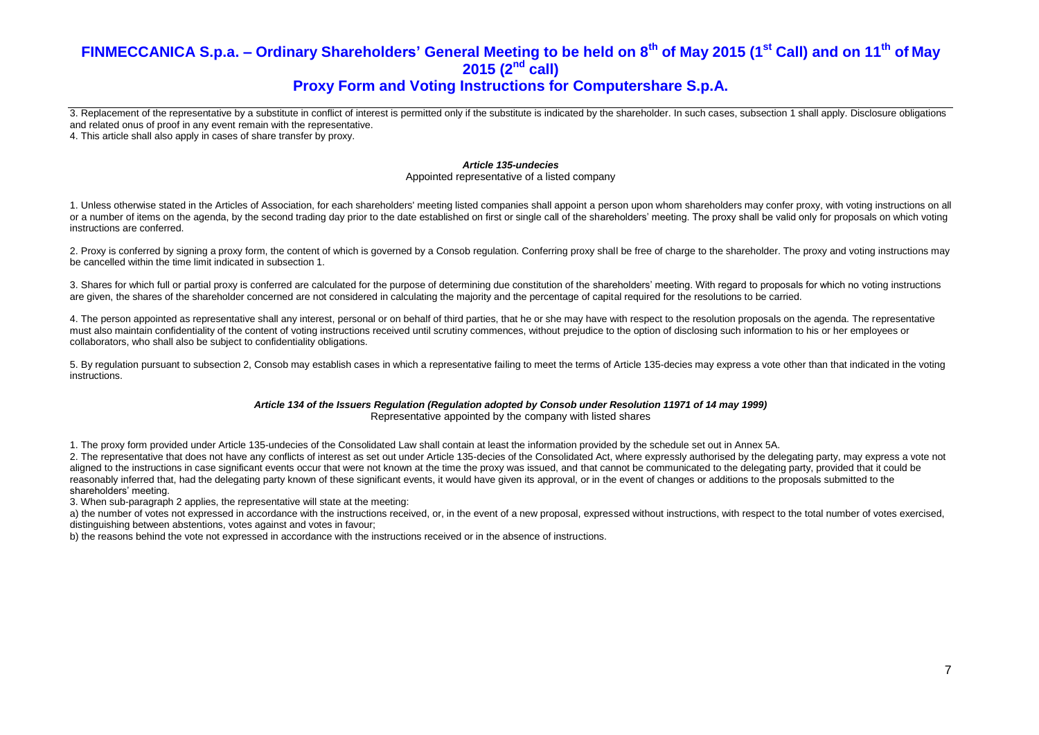3. Replacement of the representative by a substitute in conflict of interest is permitted only if the substitute is indicated by the shareholder. In such cases, subsection 1 shall apply. Disclosure obligations and related onus of proof in any event remain with the representative.

4. This article shall also apply in cases of share transfer by proxy.

### *Article 135-undecies*

Appointed representative of a listed company

1. Unless otherwise stated in the Articles of Association, for each shareholders' meeting listed companies shall appoint a person upon whom shareholders may confer proxy, with voting instructions on all or a number of items on the agenda, by the second trading day prior to the date established on first or single call of the shareholders' meeting. The proxy shall be valid only for proposals on which voting instructions are conferred.

2. Proxy is conferred by signing a proxy form, the content of which is governed by a Consob regulation. Conferring proxy shall be free of charge to the shareholder. The proxy and voting instructions may be cancelled within the time limit indicated in subsection 1.

3. Shares for which full or partial proxy is conferred are calculated for the purpose of determining due constitution of the shareholders' meeting. With regard to proposals for which no voting instructions are given, the shares of the shareholder concerned are not considered in calculating the majority and the percentage of capital required for the resolutions to be carried.

4. The person appointed as representative shall any interest, personal or on behalf of third parties, that he or she may have with respect to the resolution proposals on the agenda. The representative must also maintain confidentiality of the content of voting instructions received until scrutiny commences, without prejudice to the option of disclosing such information to his or her employees or collaborators, who shall also be subject to confidentiality obligations.

5. By regulation pursuant to subsection 2, Consob may establish cases in which a representative failing to meet the terms of Article 135-decies may express a vote other than that indicated in the voting instructions.

### *Article 134 of the Issuers Regulation (Regulation adopted by Consob under Resolution 11971 of 14 may 1999)*

Representative appointed by the company with listed shares

1. The proxy form provided under Article 135-undecies of the Consolidated Law shall contain at least the information provided by the schedule set out in Annex 5A.

2. The representative that does not have any conflicts of interest as set out under Article 135-decies of the Consolidated Act, where expressly authorised by the delegating party, may express a vote not aligned to the instructions in case significant events occur that were not known at the time the proxy was issued, and that cannot be communicated to the delegating party, provided that it could be reasonably inferred that, had the delegating party known of these significant events, it would have given its approval, or in the event of changes or additions to the proposals submitted to the shareholders' meeting.

3. When sub-paragraph 2 applies, the representative will state at the meeting:

a) the number of votes not expressed in accordance with the instructions received, or, in the event of a new proposal, expressed without instructions, with respect to the total number of votes exercised, distinguishing between abstentions, votes against and votes in favour;

b) the reasons behind the vote not expressed in accordance with the instructions received or in the absence of instructions.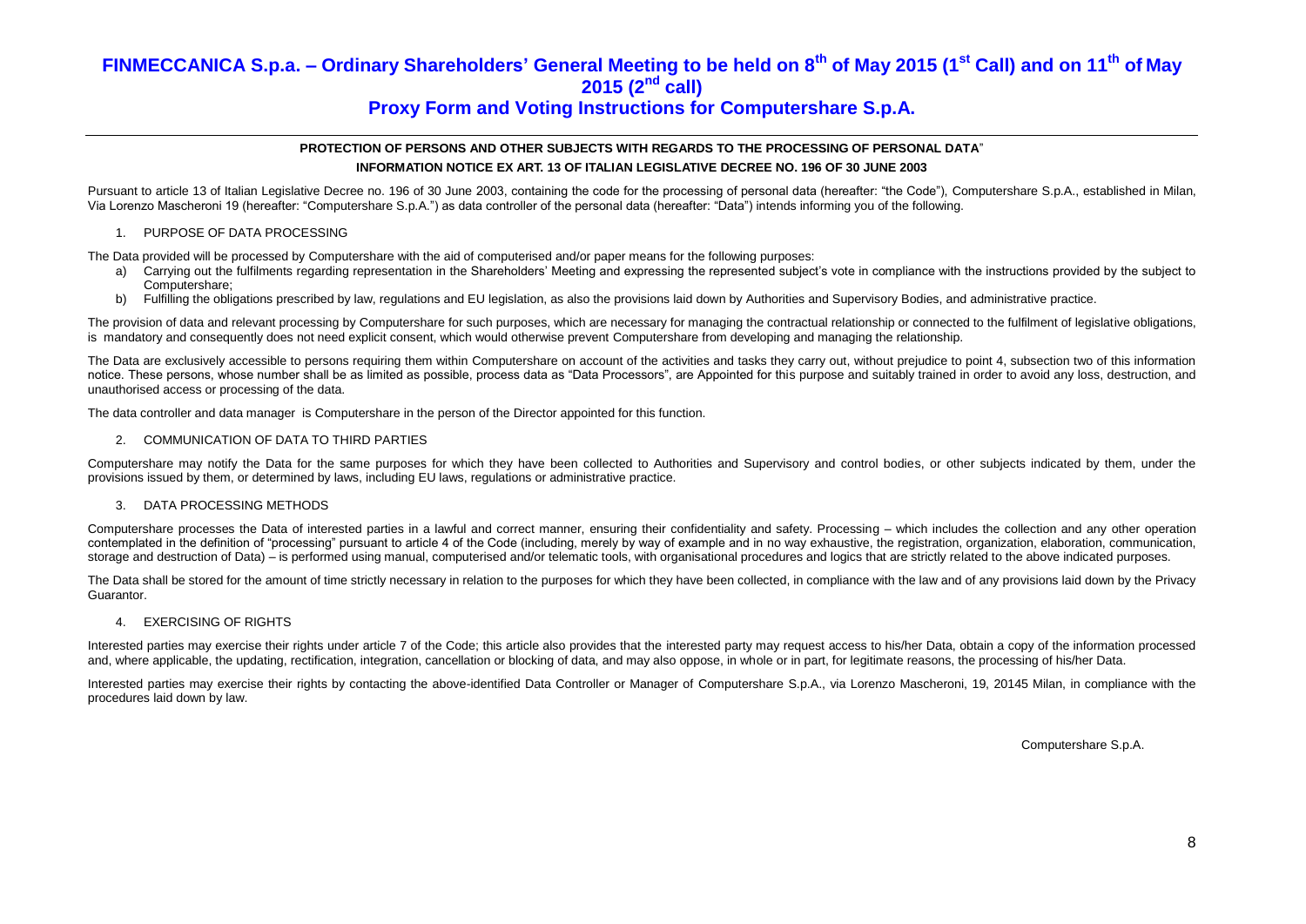**PROTECTION OF PERSONS AND OTHER SUBJECTS WITH REGARDS TO THE PROCESSING OF PERSONAL DATA"**

**INFORMATION NOTICE EX ART. 13 OF ITALIAN LEGISLATIVE DECREE NO. 196 OF 30 JUNE 2003**

Pursuant to article 13 of Italian Legislative Decree no. 196 of 30 June 2003, containing the code for the processing of personal data (hereafter: "the Code"), Computershare S.p.A., established in Milan, Via Lorenzo Mascheroni 19 (hereafter: "Computershare S.p.A.") as data controller of the personal data (hereafter: "Data") intends informing you of the following.

1. PURPOSE OF DATA PROCESSING

The Data provided will be processed by Computershare with the aid of computerised and/or paper means for the following purposes:

a) Carrying out the fulfilments regarding representation in the Shareholders' Meeting and expressing the represented subject's vote in compliance with the instructions provided by the subject to Computershare;
b) Fulfilling the obligations prescribed by law, regulations and EU legislation, as also the provisions laid down by Authorities and Supervisory Bodies, and administrative practice.

The provision of data and relevant processing by Computershare for such purposes, which are necessary for managing the contractual relationship or connected to the fulfilment of legislative obligations, is mandatory and consequently does not need explicit consent, which would otherwise prevent Computershare from developing and managing the relationship.

The Data are exclusively accessible to persons requiring them within Computershare on account of the activities and tasks they carry out, without prejudice to point 4, subsection two of this information notice. These persons, whose number shall be as limited as possible, process data as "Data Processors", are Appointed for this purpose and suitably trained in order to avoid any loss, destruction, and unauthorised access or processing of the data.

The data controller and data manager is Computershare in the person of the Director appointed for this function.

2. COMMUNICATION OF DATA TO THIRD PARTIES

Computershare may notify the Data for the same purposes for which they have been collected to Authorities and Supervisory and control bodies, or other subjects indicated by them, under the provisions issued by them, or determined by laws, including EU laws, regulations or administrative practice.

3. DATA PROCESSING METHODS

Computershare processes the Data of interested parties in a lawful and correct manner, ensuring their confidentiality and safety. Processing – which includes the collection and any other operation contemplated in the definition of "processing" pursuant to article 4 of the Code (including, merely by way of example and in no way exhaustive, the registration, organization, elaboration, communication, storage and destruction of Data) – is performed using manual, computerised and/or telematic tools, with organisational procedures and logics that are strictly related to the above indicated purposes.

The Data shall be stored for the amount of time strictly necessary in relation to the purposes for which they have been collected, in compliance with the law and of any provisions laid down by the Privacy Guarantor.

4. EXERCISING OF RIGHTS

Interested parties may exercise their rights under article 7 of the Code; this article also provides that the interested party may request access to his/her Data, obtain a copy of the information processed and, where applicable, the updating, rectification, integration, cancellation or blocking of data, and may also oppose, in whole or in part, for legitimate reasons, the processing of his/her Data.

Interested parties may exercise their rights by contacting the above-identified Data Controller or Manager of Computershare S.p.A., via Lorenzo Mascheroni, 19, 20145 Milan, in compliance with the procedures laid down by law.

Computershare S.p.A.